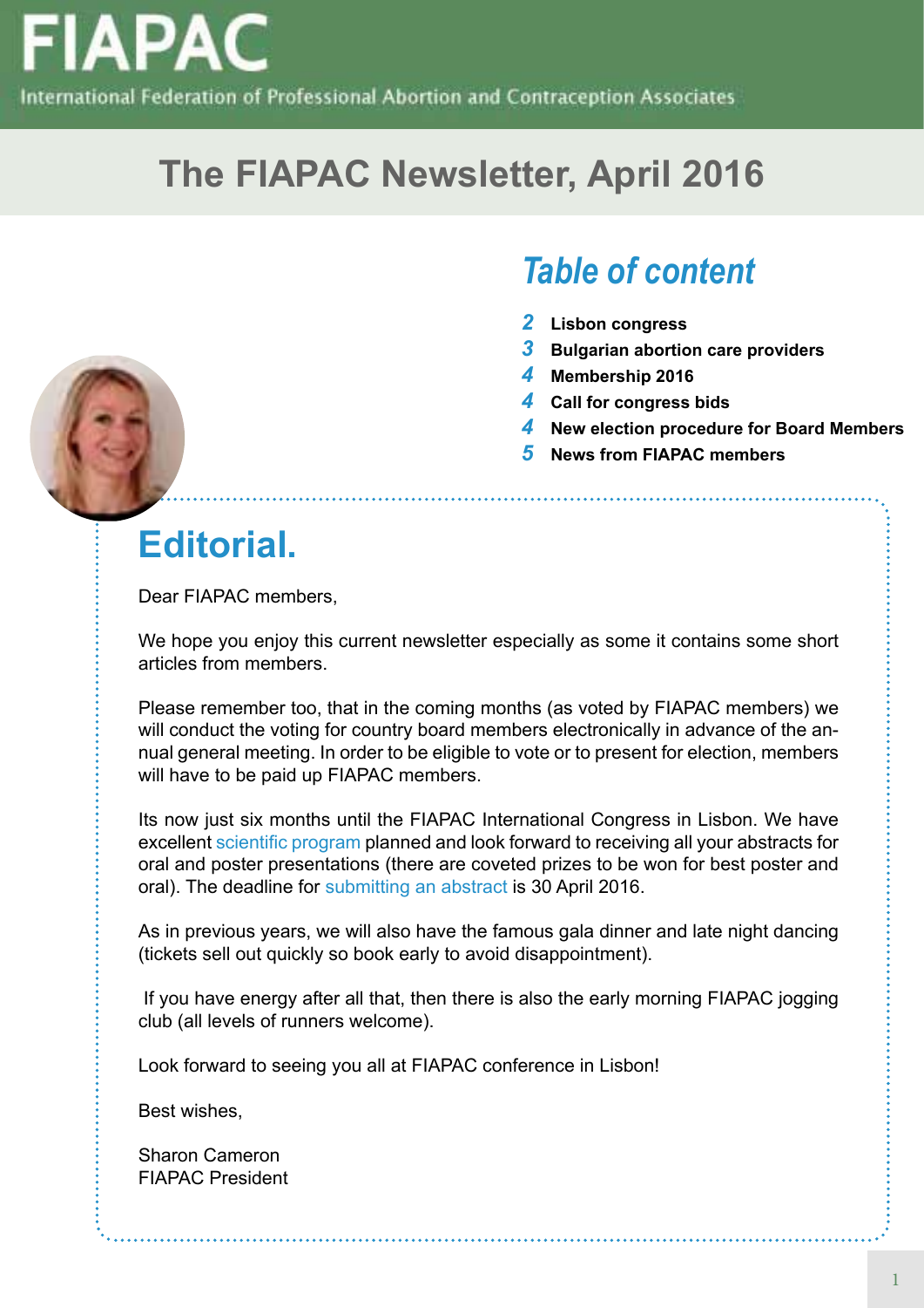# FIAPAC

International Federation of Professional Abortion and Contraception Associates

## The FIAPAC Newsletter, April 2016

### *Table of content*

- **2** **Lisbon congress**
- **3** **Bulgarian abortion care providers**
- **4** **Membership 2016**
- **4** **Call for congress bids**
- **4** **New election procedure for Board Members**
- **5** **News from FIAPAC members**

## Editorial.

Dear FIAPAC members,

We hope you enjoy this current newsletter especially as some it contains some short articles from members.

Please remember too, that in the coming months (as voted by FIAPAC members) we will conduct the voting for country board members electronically in advance of the annual general meeting. In order to be eligible to vote or to present for election, members will have to be paid up FIAPAC members.

Its now just six months until the FIAPAC International Congress in Lisbon. We have excellent scientific program planned and look forward to receiving all your abstracts for oral and poster presentations (there are coveted prizes to be won for best poster and oral). The deadline for submitting an abstract is 30 April 2016.

As in previous years, we will also have the famous gala dinner and late night dancing (tickets sell out quickly so book early to avoid disappointment).

If you have energy after all that, then there is also the early morning FIAPAC jogging club (all levels of runners welcome).

Look forward to seeing you all at FIAPAC conference in Lisbon!

Best wishes,

Sharon Cameron  
FIAPAC President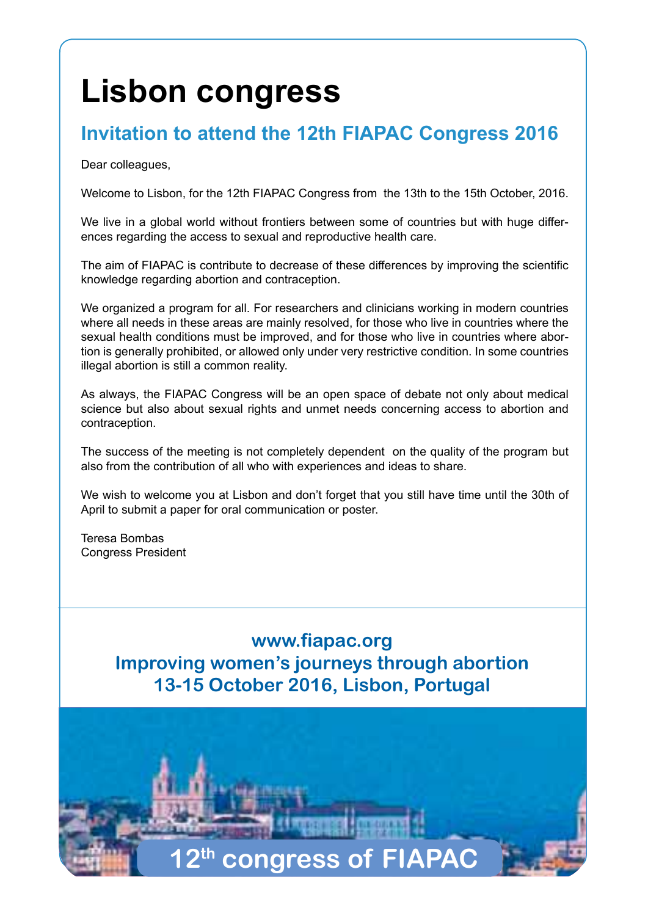# Lisbon congress

## Invitation to attend the 12th FIAPAC Congress 2016

Dear colleagues,

Welcome to Lisbon, for the 12th FIAPAC Congress from the 13th to the 15th October, 2016.

We live in a global world without frontiers between some of countries but with huge differences regarding the access to sexual and reproductive health care.

The aim of FIAPAC is contribute to decrease of these differences by improving the scientific knowledge regarding abortion and contraception.

We organized a program for all. For researchers and clinicians working in modern countries where all needs in these areas are mainly resolved, for those who live in countries where the sexual health conditions must be improved, and for those who live in countries where abortion is generally prohibited, or allowed only under very restrictive condition. In some countries illegal abortion is still a common reality.

As always, the FIAPAC Congress will be an open space of debate not only about medical science but also about sexual rights and unmet needs concerning access to abortion and contraception.

The success of the meeting is not completely dependent on the quality of the program but also from the contribution of all who with experiences and ideas to share.

We wish to welcome you at Lisbon and don't forget that you still have time until the 30th of April to submit a paper for oral communication or poster.

Teresa Bombas
Congress President

**www.fiapac.org**
**Improving women's journeys through abortion**
**13-15 October 2016, Lisbon, Portugal**

**12th congress of FIAPAC**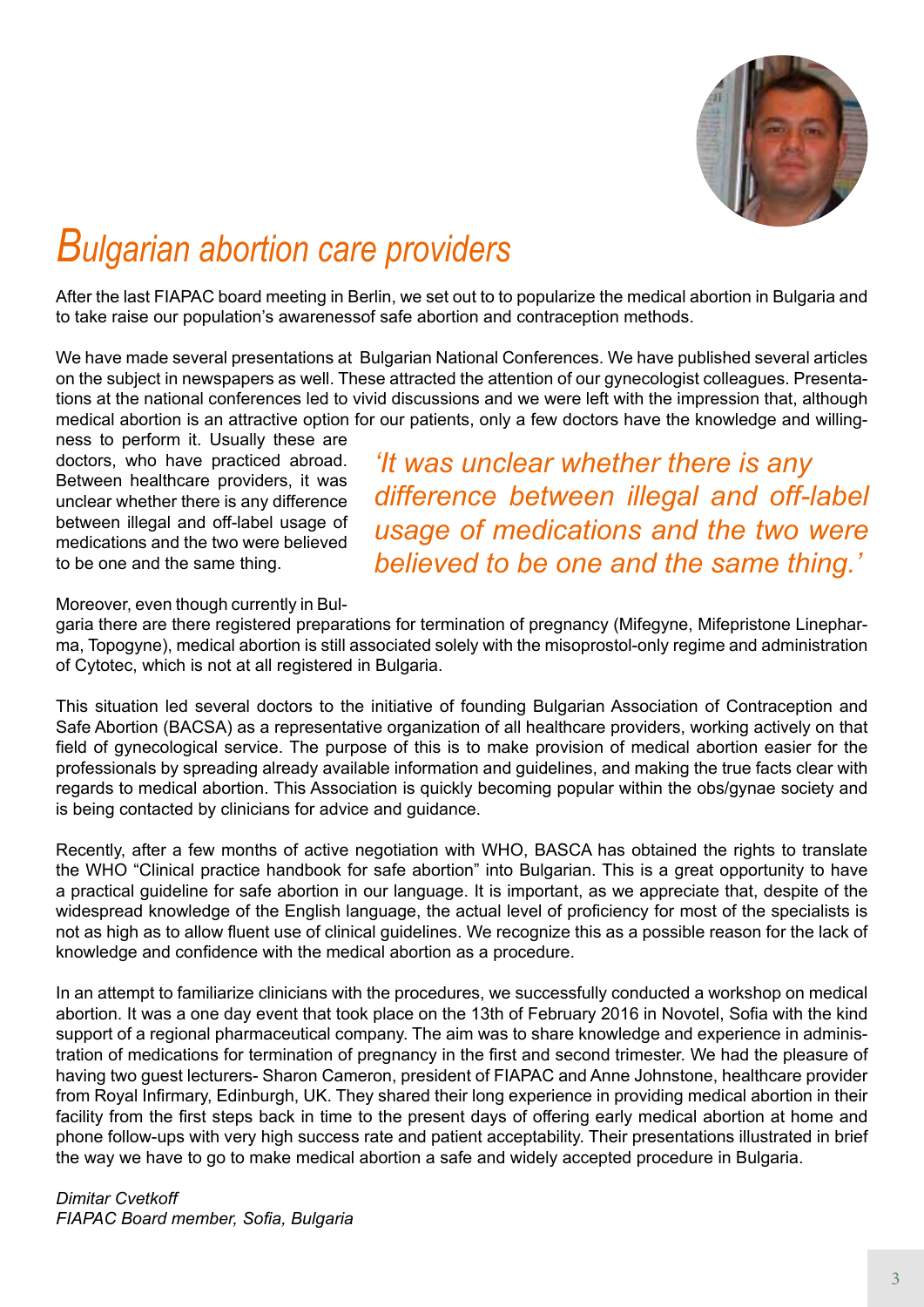# *Bulgarian abortion care providers*

After the last FIAPAC board meeting in Berlin, we set out to to popularize the medical abortion in Bulgaria and to take raise our population's awarenessof safe abortion and contraception methods.

We have made several presentations at Bulgarian National Conferences. We have published several articles on the subject in newspapers as well. These attracted the attention of our gynecologist colleagues. Presentations at the national conferences led to vivid discussions and we were left with the impression that, although medical abortion is an attractive option for our patients, only a few doctors have the knowledge and willingness to perform it. Usually these are doctors, who have practiced abroad. Between healthcare providers, it was unclear whether there is any difference between illegal and off-label usage of medications and the two were believed to be one and the same thing.

> *'It was unclear whether there is any difference between illegal and off-label usage of medications and the two were believed to be one and the same thing.'*

Moreover, even though currently in Bulgaria there are there registered preparations for termination of pregnancy (Mifegyne, Mifepristone Linepharma, Topogyne), medical abortion is still associated solely with the misoprostol-only regime and administration of Cytotec, which is not at all registered in Bulgaria.

This situation led several doctors to the initiative of founding Bulgarian Association of Contraception and Safe Abortion (BACSA) as a representative organization of all healthcare providers, working actively on that field of gynecological service. The purpose of this is to make provision of medical abortion easier for the professionals by spreading already available information and guidelines, and making the true facts clear with regards to medical abortion. This Association is quickly becoming popular within the obs/gynae society and is being contacted by clinicians for advice and guidance.

Recently, after a few months of active negotiation with WHO, BASCA has obtained the rights to translate the WHO "Clinical practice handbook for safe abortion" into Bulgarian. This is a great opportunity to have a practical guideline for safe abortion in our language. It is important, as we appreciate that, despite of the widespread knowledge of the English language, the actual level of proficiency for most of the specialists is not as high as to allow fluent use of clinical guidelines. We recognize this as a possible reason for the lack of knowledge and confidence with the medical abortion as a procedure.

In an attempt to familiarize clinicians with the procedures, we successfully conducted a workshop on medical abortion. It was a one day event that took place on the 13th of February 2016 in Novotel, Sofia with the kind support of a regional pharmaceutical company. The aim was to share knowledge and experience in administration of medications for termination of pregnancy in the first and second trimester. We had the pleasure of having two guest lecturers- Sharon Cameron, president of FIAPAC and Anne Johnstone, healthcare provider from Royal Infirmary, Edinburgh, UK. They shared their long experience in providing medical abortion in their facility from the first steps back in time to the present days of offering early medical abortion at home and phone follow-ups with very high success rate and patient acceptability. Their presentations illustrated in brief the way we have to go to make medical abortion a safe and widely accepted procedure in Bulgaria.

*Dimitar Cvetkoff*
*FIAPAC Board member, Sofia, Bulgaria*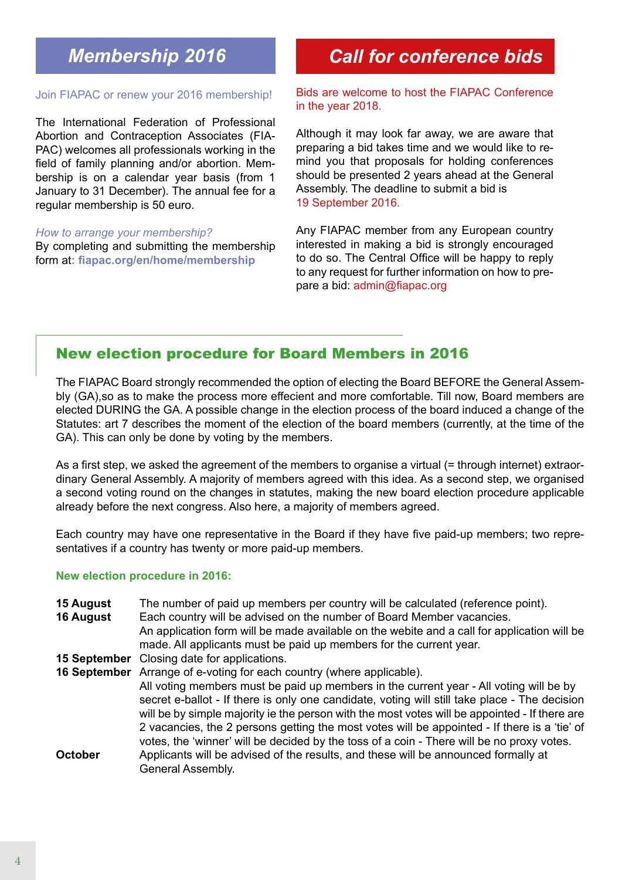## Membership 2016

Join FIAPAC or renew your 2016 membership!

The International Federation of Professional Abortion and Contraception Associates (FIAPAC) welcomes all professionals working in the field of family planning and/or abortion. Membership is on a calendar year basis (from 1 January to 31 December). The annual fee for a regular membership is 50 euro.

*How to arrange your membership?*
By completing and submitting the membership form at: **fiapac.org/en/home/membership**

## Call for conference bids

Bids are welcome to host the FIAPAC Conference in the year 2018.

Although it may look far away, we are aware that preparing a bid takes time and we would like to remind you that proposals for holding conferences should be presented 2 years ahead at the General Assembly. The deadline to submit a bid is 19 September 2016.

Any FIAPAC member from any European country interested in making a bid is strongly encouraged to do so. The Central Office will be happy to reply to any request for further information on how to prepare a bid: admin@fiapac.org

## New election procedure for Board Members in 2016

The FIAPAC Board strongly recommended the option of electing the Board BEFORE the General Assembly (GA),so as to make the process more effecient and more comfortable. Till now, Board members are elected DURING the GA. A possible change in the election process of the board induced a change of the Statutes: art 7 describes the moment of the election of the board members (currently, at the time of the GA). This can only be done by voting by the members.

As a first step, we asked the agreement of the members to organise a virtual (= through internet) extraordinary General Assembly. A majority of members agreed with this idea. As a second step, we organised a second voting round on the changes in statutes, making the new board election procedure applicable already before the next congress. Also here, a majority of members agreed.

Each country may have one representative in the Board if they have five paid-up members; two representatives if a country has twenty or more paid-up members.

**New election procedure in 2016:**

**15 August** The number of paid up members per country will be calculated (reference point).

**16 August** Each country will be advised on the number of Board Member vacancies.
An application form will be made available on the webite and a call for application will be made. All applicants must be paid up members for the current year.

**15 September** Closing date for applications.

**16 September** Arrange of e-voting for each country (where applicable).
All voting members must be paid up members in the current year - All voting will be by secret e-ballot - If there is only one candidate, voting will still take place - The decision will be by simple majority ie the person with the most votes will be appointed - If there are 2 vacancies, the 2 persons getting the most votes will be appointed - If there is a 'tie' of votes, the 'winner' will be decided by the toss of a coin - There will be no proxy votes.

**October** Applicants will be advised of the results, and these will be announced formally at General Assembly.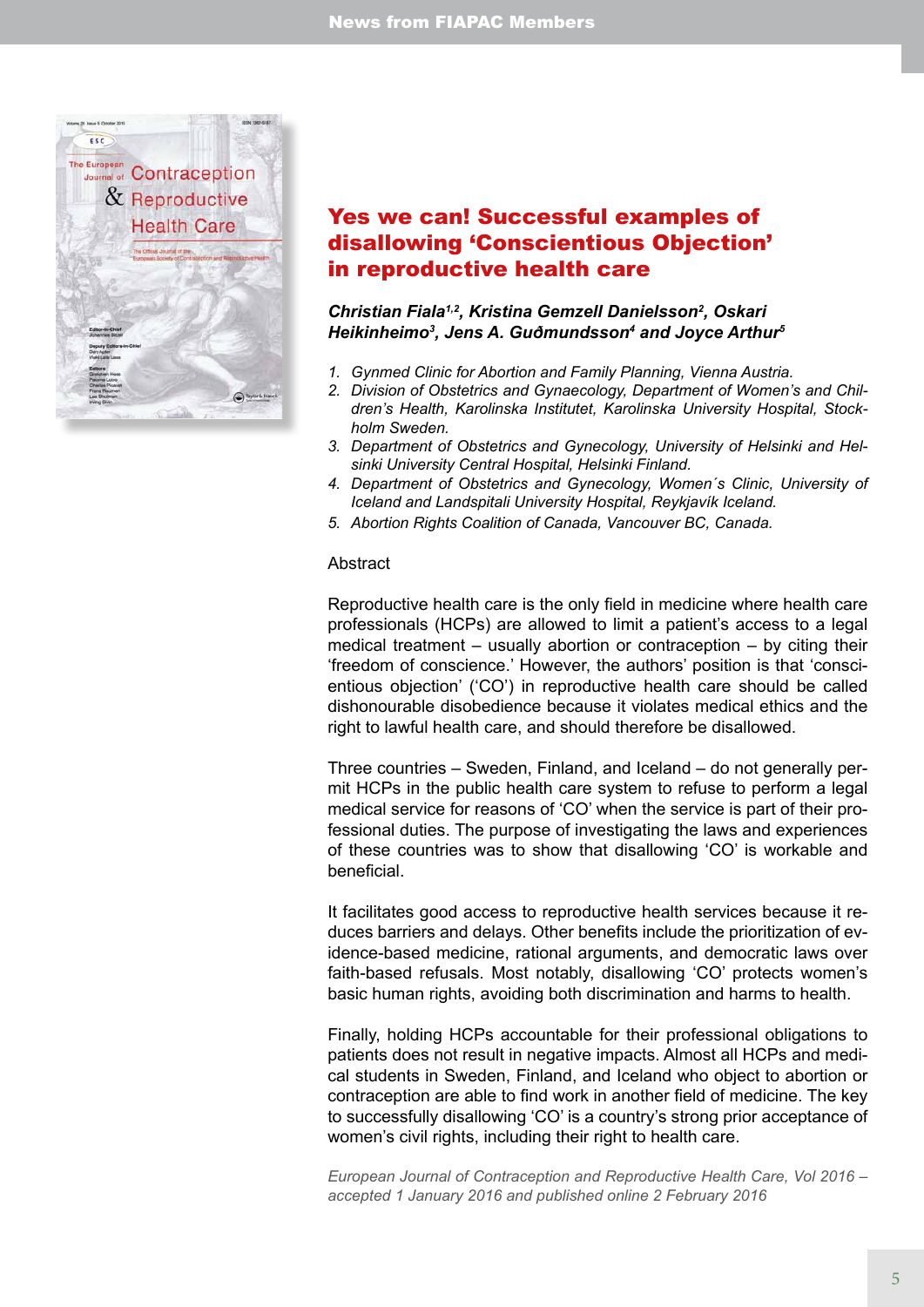# Yes we can! Successful examples of disallowing 'Conscientious Objection' in reproductive health care

***Christian Fiala[1,2], Kristina Gemzell Danielsson[2], Oskari Heikinheimo[3], Jens A. Guðmundsson[4] and Joyce Arthur[5]***

1. *Gynmed Clinic for Abortion and Family Planning, Vienna Austria.*
2. *Division of Obstetrics and Gynaecology, Department of Women's and Children's Health, Karolinska Institutet, Karolinska University Hospital, Stockholm Sweden.*
3. *Department of Obstetrics and Gynecology, University of Helsinki and Helsinki University Central Hospital, Helsinki Finland.*
4. *Department of Obstetrics and Gynecology, Women´s Clinic, University of Iceland and Landspitali University Hospital, Reykjavík Iceland.*
5. *Abortion Rights Coalition of Canada, Vancouver BC, Canada.*

Abstract

Reproductive health care is the only field in medicine where health care professionals (HCPs) are allowed to limit a patient's access to a legal medical treatment – usually abortion or contraception – by citing their 'freedom of conscience.' However, the authors' position is that 'conscientious objection' ('CO') in reproductive health care should be called dishonourable disobedience because it violates medical ethics and the right to lawful health care, and should therefore be disallowed.

Three countries – Sweden, Finland, and Iceland – do not generally permit HCPs in the public health care system to refuse to perform a legal medical service for reasons of 'CO' when the service is part of their professional duties. The purpose of investigating the laws and experiences of these countries was to show that disallowing 'CO' is workable and beneficial.

It facilitates good access to reproductive health services because it reduces barriers and delays. Other benefits include the prioritization of evidence-based medicine, rational arguments, and democratic laws over faith-based refusals. Most notably, disallowing 'CO' protects women's basic human rights, avoiding both discrimination and harms to health.

Finally, holding HCPs accountable for their professional obligations to patients does not result in negative impacts. Almost all HCPs and medical students in Sweden, Finland, and Iceland who object to abortion or contraception are able to find work in another field of medicine. The key to successfully disallowing 'CO' is a country's strong prior acceptance of women's civil rights, including their right to health care.

*European Journal of Contraception and Reproductive Health Care, Vol 2016 – accepted 1 January 2016 and published online 2 February 2016*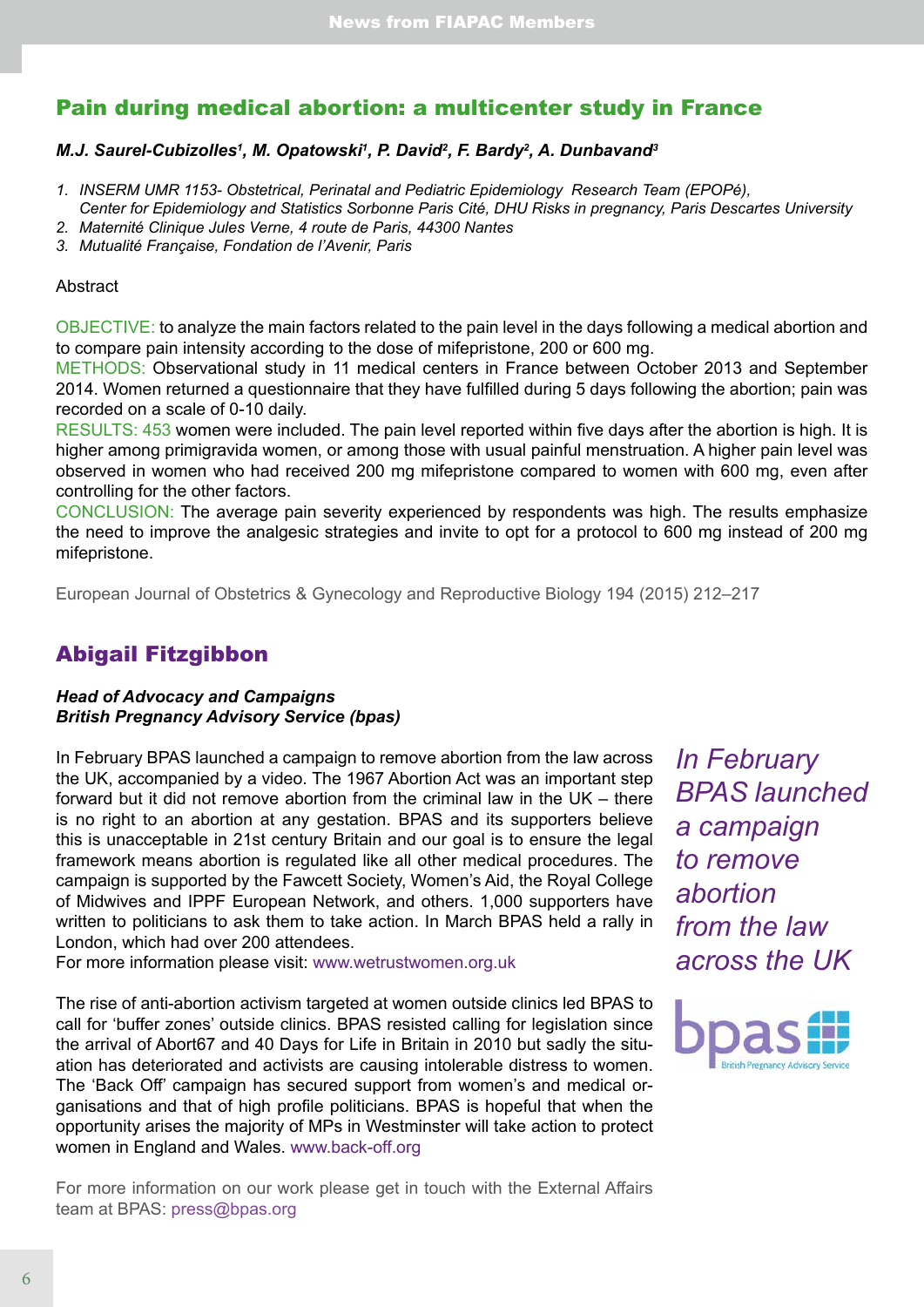## Pain during medical abortion: a multicenter study in France

***M.J. Saurel-Cubizolles[1], M. Opatowski[1], P. David[2], F. Bardy[2], A. Dunbavand[3]***

1. *INSERM UMR 1153- Obstetrical, Perinatal and Pediatric Epidemiology Research Team (EPOPé), Center for Epidemiology and Statistics Sorbonne Paris Cité, DHU Risks in pregnancy, Paris Descartes University*
2. *Maternité Clinique Jules Verne, 4 route de Paris, 44300 Nantes*
3. *Mutualité Française, Fondation de l'Avenir, Paris*

Abstract

OBJECTIVE: to analyze the main factors related to the pain level in the days following a medical abortion and to compare pain intensity according to the dose of mifepristone, 200 or 600 mg.
METHODS: Observational study in 11 medical centers in France between October 2013 and September 2014. Women returned a questionnaire that they have fulfilled during 5 days following the abortion; pain was recorded on a scale of 0-10 daily.
RESULTS: 453 women were included. The pain level reported within five days after the abortion is high. It is higher among primigravida women, or among those with usual painful menstruation. A higher pain level was observed in women who had received 200 mg mifepristone compared to women with 600 mg, even after controlling for the other factors.
CONCLUSION: The average pain severity experienced by respondents was high. The results emphasize the need to improve the analgesic strategies and invite to opt for a protocol to 600 mg instead of 200 mg mifepristone.

European Journal of Obstetrics & Gynecology and Reproductive Biology 194 (2015) 212–217

## Abigail Fitzgibbon

***Head of Advocacy and Campaigns***
***British Pregnancy Advisory Service (bpas)***

*In February BPAS launched a campaign to remove abortion from the law across the UK*

In February BPAS launched a campaign to remove abortion from the law across the UK, accompanied by a video. The 1967 Abortion Act was an important step forward but it did not remove abortion from the criminal law in the UK – there is no right to an abortion at any gestation. BPAS and its supporters believe this is unacceptable in 21st century Britain and our goal is to ensure the legal framework means abortion is regulated like all other medical procedures. The campaign is supported by the Fawcett Society, Women's Aid, the Royal College of Midwives and IPPF European Network, and others. 1,000 supporters have written to politicians to ask them to take action. In March BPAS held a rally in London, which had over 200 attendees.
For more information please visit: www.wetrustwomen.org.uk

The rise of anti-abortion activism targeted at women outside clinics led BPAS to call for 'buffer zones' outside clinics. BPAS resisted calling for legislation since the arrival of Abort67 and 40 Days for Life in Britain in 2010 but sadly the situation has deteriorated and activists are causing intolerable distress to women. The 'Back Off' campaign has secured support from women's and medical organisations and that of high profile politicians. BPAS is hopeful that when the opportunity arises the majority of MPs in Westminster will take action to protect women in England and Wales. www.back-off.org

For more information on our work please get in touch with the External Affairs team at BPAS: press@bpas.org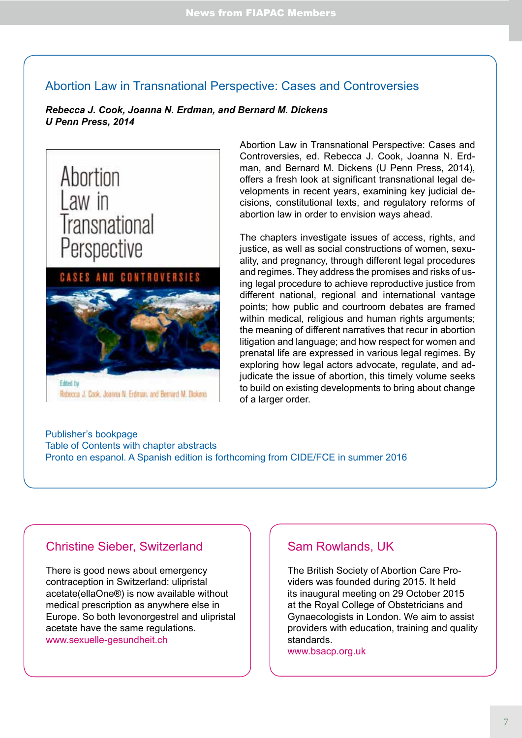## Abortion Law in Transnational Perspective: Cases and Controversies

***Rebecca J. Cook, Joanna N. Erdman, and Bernard M. Dickens***
***U Penn Press, 2014***

Abortion Law in Transnational Perspective: Cases and Controversies, ed. Rebecca J. Cook, Joanna N. Erdman, and Bernard M. Dickens (U Penn Press, 2014), offers a fresh look at significant transnational legal developments in recent years, examining key judicial decisions, constitutional texts, and regulatory reforms of abortion law in order to envision ways ahead.

The chapters investigate issues of access, rights, and justice, as well as social constructions of women, sexuality, and pregnancy, through different legal procedures and regimes. They address the promises and risks of using legal procedure to achieve reproductive justice from different national, regional and international vantage points; how public and courtroom debates are framed within medical, religious and human rights arguments; the meaning of different narratives that recur in abortion litigation and language; and how respect for women and prenatal life are expressed in various legal regimes. By exploring how legal actors advocate, regulate, and adjudicate the issue of abortion, this timely volume seeks to build on existing developments to bring about change of a larger order.

Publisher's bookpage
Table of Contents with chapter abstracts
Pronto en espanol. A Spanish edition is forthcoming from CIDE/FCE in summer 2016

## Christine Sieber, Switzerland

There is good news about emergency contraception in Switzerland: ulipristal acetate(ellaOne®) is now available without medical prescription as anywhere else in Europe. So both levonorgestrel and ulipristal acetate have the same regulations.
www.sexuelle-gesundheit.ch

## Sam Rowlands, UK

The British Society of Abortion Care Providers was founded during 2015. It held its inaugural meeting on 29 October 2015 at the Royal College of Obstetricians and Gynaecologists in London. We aim to assist providers with education, training and quality standards.
www.bsacp.org.uk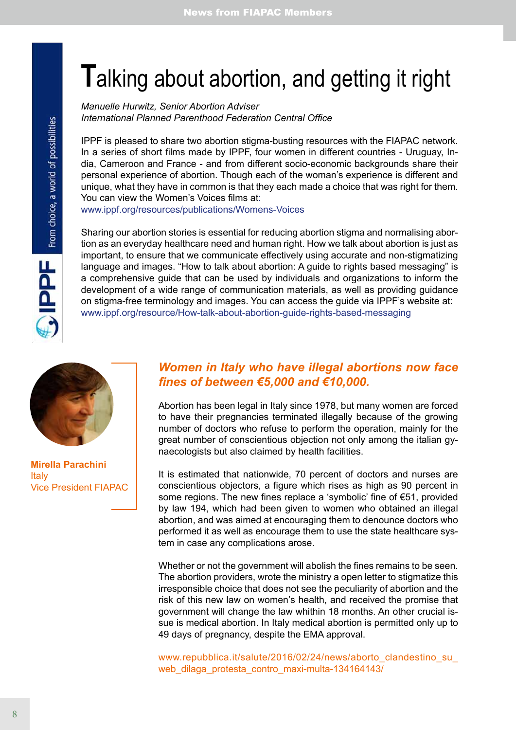# Talking about abortion, and getting it right

*Manuelle Hurwitz, Senior Abortion Adviser*
*International Planned Parenthood Federation Central Office*

IPPF is pleased to share two abortion stigma-busting resources with the FIAPAC network. In a series of short films made by IPPF, four women in different countries - Uruguay, India, Cameroon and France - and from different socio-economic backgrounds share their personal experience of abortion. Though each of the woman's experience is different and unique, what they have in common is that they each made a choice that was right for them. You can view the Women's Voices films at:
www.ippf.org/resources/publications/Womens-Voices

Sharing our abortion stories is essential for reducing abortion stigma and normalising abortion as an everyday healthcare need and human right. How we talk about abortion is just as important, to ensure that we communicate effectively using accurate and non-stigmatizing language and images. "How to talk about abortion: A guide to rights based messaging" is a comprehensive guide that can be used by individuals and organizations to inform the development of a wide range of communication materials, as well as providing guidance on stigma-free terminology and images. You can access the guide via IPPF's website at:
www.ippf.org/resource/How-talk-about-abortion-guide-rights-based-messaging

IPPF — From choice, a world of possibilities

**Mirella Parachini**
Italy
Vice President FIAPAC

## *Women in Italy who have illegal abortions now face fines of between €5,000 and €10,000.*

Abortion has been legal in Italy since 1978, but many women are forced to have their pregnancies terminated illegally because of the growing number of doctors who refuse to perform the operation, mainly for the great number of conscientious objection not only among the italian gynaecologists but also claimed by health facilities.

It is estimated that nationwide, 70 percent of doctors and nurses are conscientious objectors, a figure which rises as high as 90 percent in some regions. The new fines replace a 'symbolic' fine of €51, provided by law 194, which had been given to women who obtained an illegal abortion, and was aimed at encouraging them to denounce doctors who performed it as well as encourage them to use the state healthcare system in case any complications arose.

Whether or not the government will abolish the fines remains to be seen. The abortion providers, wrote the ministry a open letter to stigmatize this irresponsible choice that does not see the peculiarity of abortion and the risk of this new law on women's health, and received the promise that government will change the law whithin 18 months. An other crucial issue is medical abortion. In Italy medical abortion is permitted only up to 49 days of pregnancy, despite the EMA approval.

www.repubblica.it/salute/2016/02/24/news/aborto_clandestino_su_web_dilaga_protesta_contro_maxi-multa-134164143/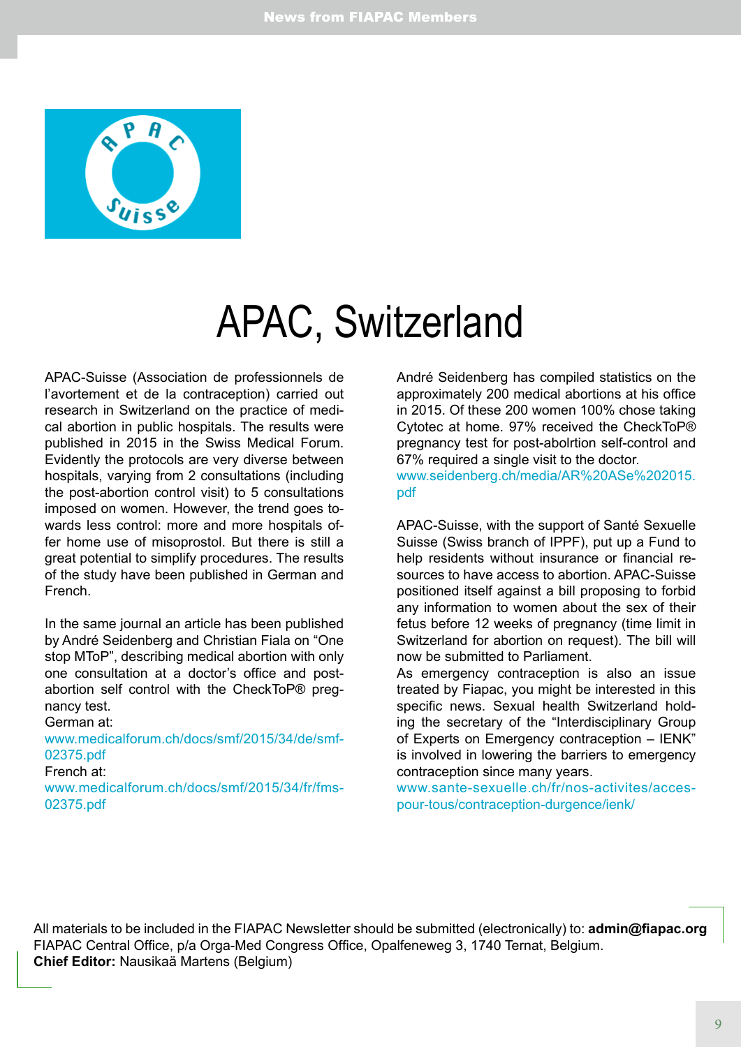# APAC, Switzerland

APAC-Suisse (Association de professionnels de l'avortement et de la contraception) carried out research in Switzerland on the practice of medical abortion in public hospitals. The results were published in 2015 in the Swiss Medical Forum. Evidently the protocols are very diverse between hospitals, varying from 2 consultations (including the post-abortion control visit) to 5 consultations imposed on women. However, the trend goes towards less control: more and more hospitals offer home use of misoprostol. But there is still a great potential to simplify procedures. The results of the study have been published in German and French.

In the same journal an article has been published by André Seidenberg and Christian Fiala on "One stop MToP", describing medical abortion with only one consultation at a doctor's office and post-abortion self control with the CheckToP® pregnancy test.

German at:
www.medicalforum.ch/docs/smf/2015/34/de/smf-02375.pdf

French at:
www.medicalforum.ch/docs/smf/2015/34/fr/fms-02375.pdf

André Seidenberg has compiled statistics on the approximately 200 medical abortions at his office in 2015. Of these 200 women 100% chose taking Cytotec at home. 97% received the CheckToP® pregnancy test for post-abolrtion self-control and 67% required a single visit to the doctor.
www.seidenberg.ch/media/AR%20ASe%202015.pdf

APAC-Suisse, with the support of Santé Sexuelle Suisse (Swiss branch of IPPF), put up a Fund to help residents without insurance or financial resources to have access to abortion. APAC-Suisse positioned itself against a bill proposing to forbid any information to women about the sex of their fetus before 12 weeks of pregnancy (time limit in Switzerland for abortion on request). The bill will now be submitted to Parliament.

As emergency contraception is also an issue treated by Fiapac, you might be interested in this specific news. Sexual health Switzerland holding the secretary of the "Interdisciplinary Group of Experts on Emergency contraception – IENK" is involved in lowering the barriers to emergency contraception since many years.
www.sante-sexuelle.ch/fr/nos-activites/acces-pour-tous/contraception-durgence/ienk/

All materials to be included in the FIAPAC Newsletter should be submitted (electronically) to: **admin@fiapac.org**
FIAPAC Central Office, p/a Orga-Med Congress Office, Opalfeneweg 3, 1740 Ternat, Belgium.
**Chief Editor:** Nausikaä Martens (Belgium)